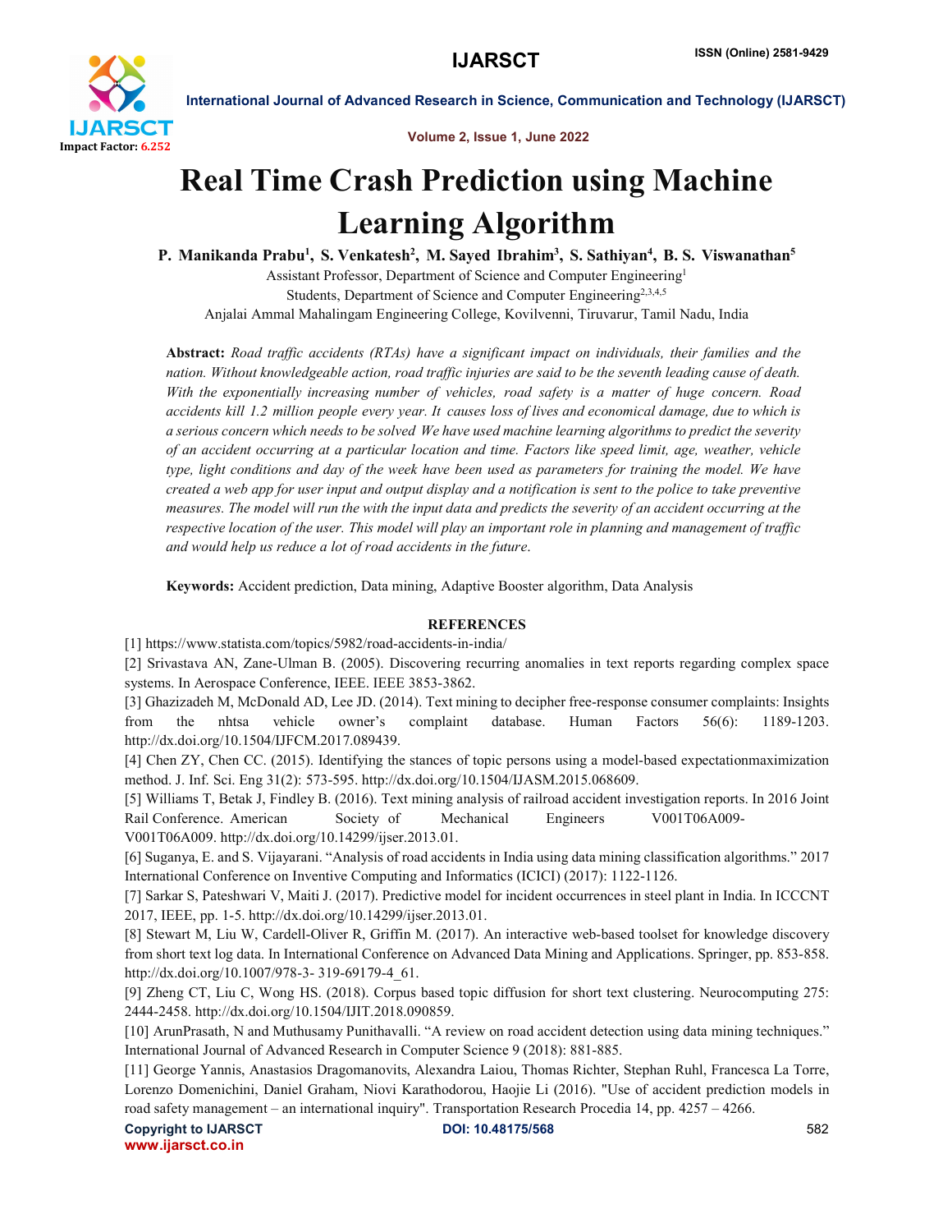# Real Time Crash Prediction using Machine Learning Algorithm

**P. Manikanda Prabu[1], S. Venkatesh[2], M. Sayed Ibrahim[3], S. Sathiyan[4], B. S. Viswanathan[5]**

Assistant Professor, Department of Science and Computer Engineering[1]

Students, Department of Science and Computer Engineering[2,3,4,5]

Anjalai Ammal Mahalingam Engineering College, Kovilvenni, Tiruvarur, Tamil Nadu, India

**Abstract:** *Road traffic accidents (RTAs) have a significant impact on individuals, their families and the nation. Without knowledgeable action, road traffic injuries are said to be the seventh leading cause of death. With the exponentially increasing number of vehicles, road safety is a matter of huge concern. Road accidents kill 1.2 million people every year. It causes loss of lives and economical damage, due to which is a serious concern which needs to be solved We have used machine learning algorithms to predict the severity of an accident occurring at a particular location and time. Factors like speed limit, age, weather, vehicle type, light conditions and day of the week have been used as parameters for training the model. We have created a web app for user input and output display and a notification is sent to the police to take preventive measures. The model will run the with the input data and predicts the severity of an accident occurring at the respective location of the user. This model will play an important role in planning and management of traffic and would help us reduce a lot of road accidents in the future.*

**Keywords:** Accident prediction, Data mining, Adaptive Booster algorithm, Data Analysis

## REFERENCES

[1] https://www.statista.com/topics/5982/road-accidents-in-india/

[2] Srivastava AN, Zane-Ulman B. (2005). Discovering recurring anomalies in text reports regarding complex space systems. In Aerospace Conference, IEEE. IEEE 3853-3862.

[3] Ghazizadeh M, McDonald AD, Lee JD. (2014). Text mining to decipher free-response consumer complaints: Insights from the nhtsa vehicle owner's complaint database. Human Factors 56(6): 1189-1203. http://dx.doi.org/10.1504/IJFCM.2017.089439.

[4] Chen ZY, Chen CC. (2015). Identifying the stances of topic persons using a model-based expectationmaximization method. J. Inf. Sci. Eng 31(2): 573-595. http://dx.doi.org/10.1504/IJASM.2015.068609.

[5] Williams T, Betak J, Findley B. (2016). Text mining analysis of railroad accident investigation reports. In 2016 Joint Rail Conference. American Society of Mechanical Engineers V001T06A009-V001T06A009. http://dx.doi.org/10.14299/ijser.2013.01.

[6] Suganya, E. and S. Vijayarani. "Analysis of road accidents in India using data mining classification algorithms." 2017 International Conference on Inventive Computing and Informatics (ICICI) (2017): 1122-1126.

[7] Sarkar S, Pateshwari V, Maiti J. (2017). Predictive model for incident occurrences in steel plant in India. In ICCCNT 2017, IEEE, pp. 1-5. http://dx.doi.org/10.14299/ijser.2013.01.

[8] Stewart M, Liu W, Cardell-Oliver R, Griffin M. (2017). An interactive web-based toolset for knowledge discovery from short text log data. In International Conference on Advanced Data Mining and Applications. Springer, pp. 853-858. http://dx.doi.org/10.1007/978-3- 319-69179-4_61.

[9] Zheng CT, Liu C, Wong HS. (2018). Corpus based topic diffusion for short text clustering. Neurocomputing 275: 2444-2458. http://dx.doi.org/10.1504/IJIT.2018.090859.

[10] ArunPrasath, N and Muthusamy Punithavalli. "A review on road accident detection using data mining techniques." International Journal of Advanced Research in Computer Science 9 (2018): 881-885.

[11] George Yannis, Anastasios Dragomanovits, Alexandra Laiou, Thomas Richter, Stephan Ruhl, Francesca La Torre, Lorenzo Domenichini, Daniel Graham, Niovi Karathodorou, Haojie Li (2016). "Use of accident prediction models in road safety management – an international inquiry". Transportation Research Procedia 14, pp. 4257 – 4266.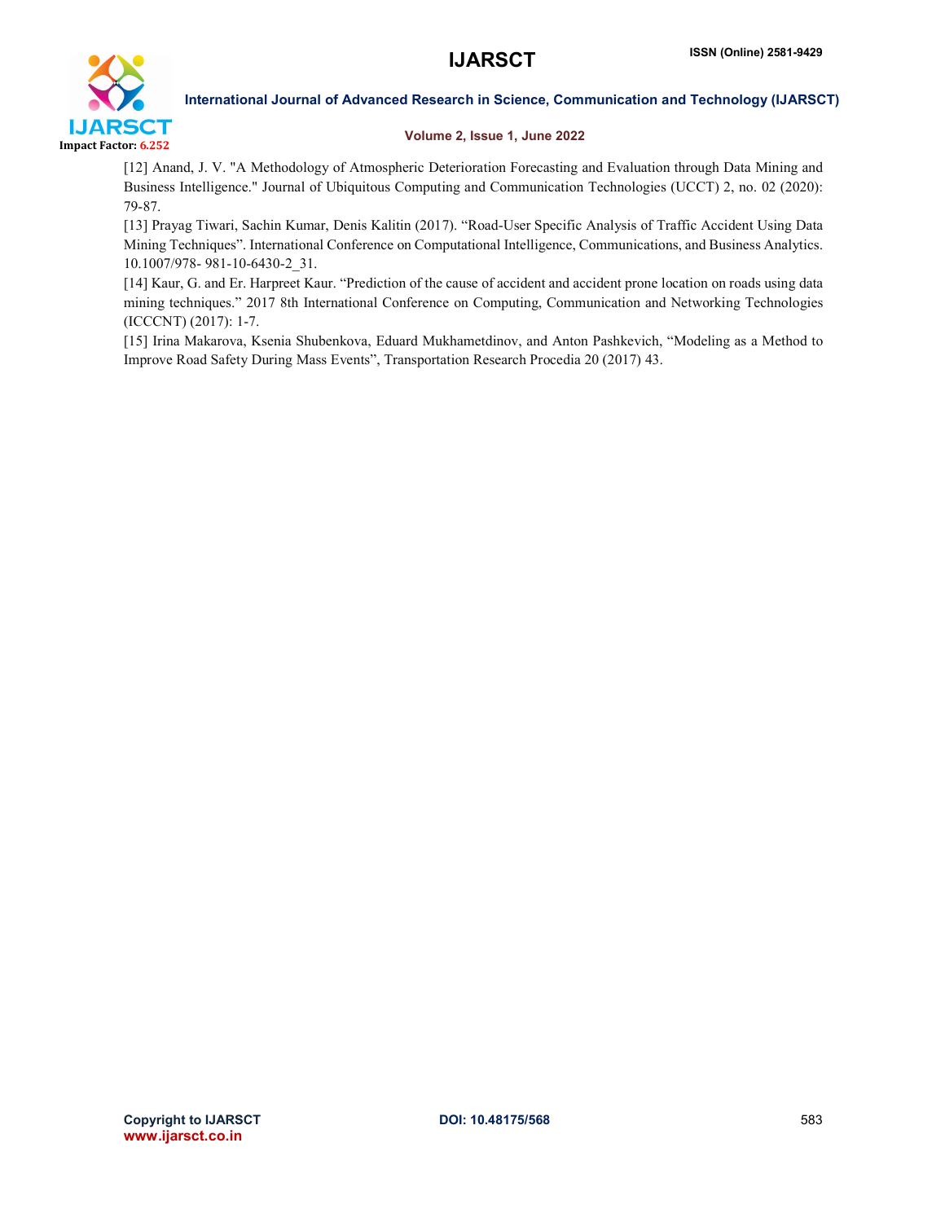[12] Anand, J. V. "A Methodology of Atmospheric Deterioration Forecasting and Evaluation through Data Mining and Business Intelligence." Journal of Ubiquitous Computing and Communication Technologies (UCCT) 2, no. 02 (2020): 79-87.

[13] Prayag Tiwari, Sachin Kumar, Denis Kalitin (2017). "Road-User Specific Analysis of Traffic Accident Using Data Mining Techniques". International Conference on Computational Intelligence, Communications, and Business Analytics. 10.1007/978- 981-10-6430-2_31.

[14] Kaur, G. and Er. Harpreet Kaur. "Prediction of the cause of accident and accident prone location on roads using data mining techniques." 2017 8th International Conference on Computing, Communication and Networking Technologies (ICCCNT) (2017): 1-7.

[15] Irina Makarova, Ksenia Shubenkova, Eduard Mukhametdinov, and Anton Pashkevich, "Modeling as a Method to Improve Road Safety During Mass Events", Transportation Research Procedia 20 (2017) 43.